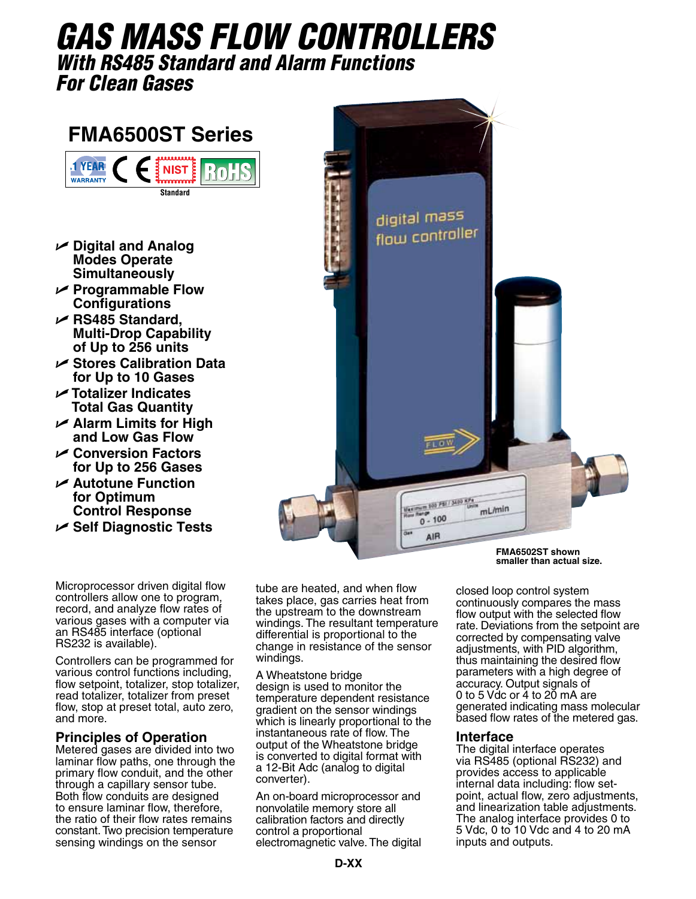# GAS MASS FLOW CONTROLLERS

## *With RS485 Standard and Alarm Functions For Clean Gases*

## FMA6500ST Series

1 YEAR WARRANTY CE NIST Standard RoHS

- Digital and Analog Modes Operate Simultaneously
- Programmable Flow Configurations
- RS485 Standard, Multi-Drop Capability of Up to 256 units
- Stores Calibration Data for Up to 10 Gases
- Totalizer Indicates Total Gas Quantity
- Alarm Limits for High and Low Gas Flow
- Conversion Factors for Up to 256 Gases
- Autotune Function for Optimum Control Response
- Self Diagnostic Tests

**FMA6502ST shown smaller than actual size.**

Microprocessor driven digital flow controllers allow one to program, record, and analyze flow rates of various gases with a computer via an RS485 interface (optional RS232 is available).

Controllers can be programmed for various control functions including, flow setpoint, totalizer, stop totalizer, read totalizer, totalizer from preset flow, stop at preset total, auto zero, and more.

### Principles of Operation

Metered gases are divided into two laminar flow paths, one through the primary flow conduit, and the other through a capillary sensor tube. Both flow conduits are designed to ensure laminar flow, therefore, the ratio of their flow rates remains constant. Two precision temperature sensing windings on the sensor tube are heated, and when flow takes place, gas carries heat from the upstream to the downstream windings. The resultant temperature differential is proportional to the change in resistance of the sensor windings.

A Wheatstone bridge design is used to monitor the temperature dependent resistance gradient on the sensor windings which is linearly proportional to the instantaneous rate of flow. The output of the Wheatstone bridge is converted to digital format with a 12-Bit Adc (analog to digital converter).

An on-board microprocessor and nonvolatile memory store all calibration factors and directly control a proportional electromagnetic valve. The digital closed loop control system continuously compares the mass flow output with the selected flow rate. Deviations from the setpoint are corrected by compensating valve adjustments, with PID algorithm, thus maintaining the desired flow parameters with a high degree of accuracy. Output signals of 0 to 5 Vdc or 4 to 20 mA are generated indicating mass molecular based flow rates of the metered gas.

### Interface

The digital interface operates via RS485 (optional RS232) and provides access to applicable internal data including: flow setpoint, actual flow, zero adjustments, and linearization table adjustments. The analog interface provides 0 to 5 Vdc, 0 to 10 Vdc and 4 to 20 mA inputs and outputs.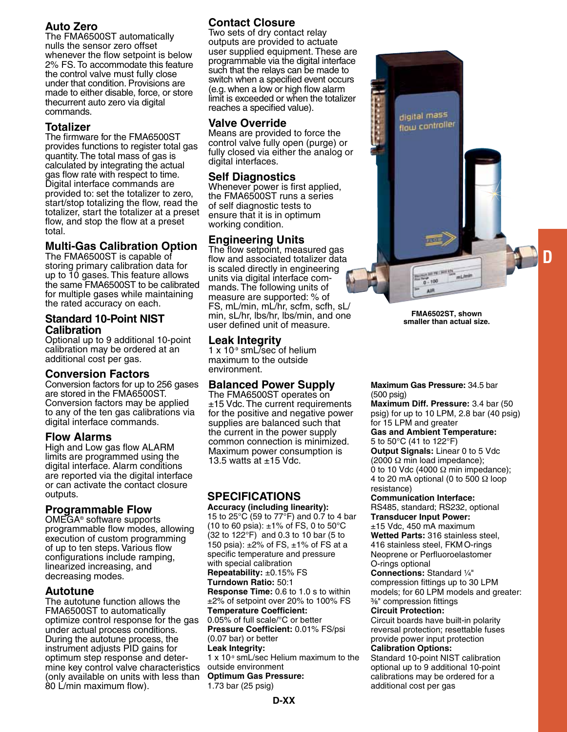## Auto Zero

The FMA6500ST automatically nulls the sensor zero offset whenever the flow setpoint is below 2% FS. To accommodate this feature the control valve must fully close under that condition. Provisions are made to either disable, force, or store thecurrent auto zero via digital commands.

## Totalizer

The firmware for the FMA6500ST provides functions to register total gas quantity. The total mass of gas is calculated by integrating the actual gas flow rate with respect to time. Digital interface commands are provided to: set the totalizer to zero, start/stop totalizing the flow, read the totalizer, start the totalizer at a preset flow, and stop the flow at a preset total.

## Multi-Gas Calibration Option

The FMA6500ST is capable of storing primary calibration data for up to 10 gases. This feature allows the same FMA6500ST to be calibrated for multiple gases while maintaining the rated accuracy on each.

## Standard 10-Point NIST Calibration

Optional up to 9 additional 10-point calibration may be ordered at an additional cost per gas.

## Conversion Factors

Conversion factors for up to 256 gases are stored in the FMA6500ST. Conversion factors may be applied to any of the ten gas calibrations via digital interface commands.

## Flow Alarms

High and Low gas flow ALARM limits are programmed using the digital interface. Alarm conditions are reported via the digital interface or can activate the contact closure outputs.

## Programmable Flow

OMEGA® software supports programmable flow modes, allowing execution of custom programming of up to ten steps. Various flow configurations include ramping, linearized increasing, and decreasing modes.

## Autotune

The autotune function allows the FMA6500ST to automatically optimize control response for the gas under actual process conditions. During the autotune process, the instrument adjusts PID gains for optimum step response and determine key control valve characteristics (only available on units with less than 80 L/min maximum flow).

## Contact Closure

Two sets of dry contact relay outputs are provided to actuate user supplied equipment. These are programmable via the digital interface such that the relays can be made to switch when a specified event occurs (e.g. when a low or high flow alarm limit is exceeded or when the totalizer reaches a specified value).

## Valve Override

Means are provided to force the control valve fully open (purge) or fully closed via either the analog or digital interfaces.

## Self Diagnostics

Whenever power is first applied, the FMA6500ST runs a series of self diagnostic tests to ensure that it is in optimum working condition.

## Engineering Units

The flow setpoint, measured gas flow and associated totalizer data is scaled directly in engineering units via digital interface commands. The following units of measure are supported: % of FS, mL/min, mL/hr, scfm, scfh, sL/min, sL/hr, lbs/hr, lbs/min, and one user defined unit of measure.

## Leak Integrity

1 x $10^{-9}$ smL/sec of helium maximum to the outside environment.

## Balanced Power Supply

The FMA6500ST operates on ±15 Vdc. The current requirements for the positive and negative power supplies are balanced such that the current in the power supply common connection is minimized. Maximum power consumption is 13.5 watts at ±15 Vdc.

FMA6502ST, shown smaller than actual size.

## SPECIFICATIONS

**Accuracy (including linearity):** 15 to 25°C (59 to 77°F) and 0.7 to 4 bar (10 to 60 psia): ±1% of FS, 0 to 50°C (32 to 122°F) and 0.3 to 10 bar (5 to 150 psia): ±2% of FS, ±1% of FS at a specific temperature and pressure with special calibration
**Repeatability:** ±0.15% FS
**Turndown Ratio:** 50:1
**Response Time:** 0.6 to 1.0 s to within ±2% of setpoint over 20% to 100% FS
**Temperature Coefficient:** 0.05% of full scale/°C or better
**Pressure Coefficient:** 0.01% FS/psi (0.07 bar) or better
**Leak Integrity:** 1 x $10^{-9}$ smL/sec Helium maximum to the outside environment
**Optimum Gas Pressure:** 1.73 bar (25 psig)
**Maximum Gas Pressure:** 34.5 bar (500 psig)
**Maximum Diff. Pressure:** 3.4 bar (50 psig) for up to 10 LPM, 2.8 bar (40 psig) for 15 LPM and greater
**Gas and Ambient Temperature:** 5 to 50°C (41 to 122°F)
**Output Signals:** Linear 0 to 5 Vdc (2000 Ω min load impedance); 0 to 10 Vdc (4000 Ω min impedance); 4 to 20 mA optional (0 to 500 Ω loop resistance)
**Communication Interface:** RS485, standard; RS232, optional
**Transducer Input Power:** ±15 Vdc, 450 mA maximum
**Wetted Parts:** 316 stainless steel, 416 stainless steel, FKM O-rings Neoprene or Perfluoroelastomer O-rings optional
**Connections:** Standard ¼" compression fittings up to 30 LPM models; for 60 LPM models and greater: ⅜" compression fittings
**Circuit Protection:** Circuit boards have built-in polarity reversal protection; resettable fuses provide power input protection
**Calibration Options:** Standard 10-point NIST calibration optional up to 9 additional 10-point calibrations may be ordered for a additional cost per gas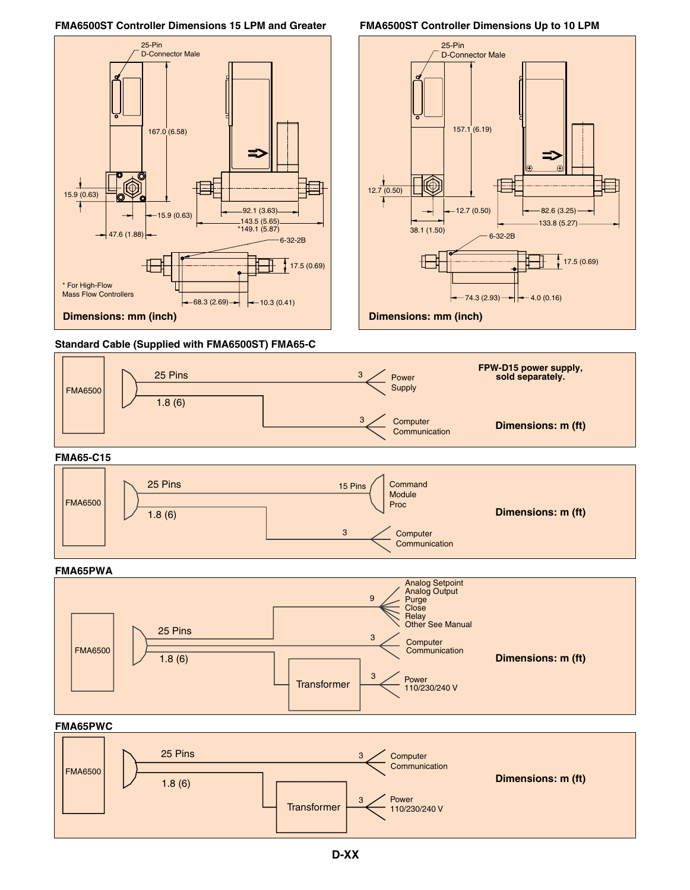## FMA6500ST Controller Dimensions 15 LPM and Greater

25-Pin D-Connector Male

167.0 (6.58)

15.9 (0.63)

15.9 (0.63)

47.6 (1.88)

92.1 (3.63)

143.5 (5.65)

*149.1 (5.87)

6-32-2B

17.5 (0.69)

68.3 (2.69)

10.3 (0.41)

\* For High-Flow Mass Flow Controllers

**Dimensions: mm (inch)**

## FMA6500ST Controller Dimensions Up to 10 LPM

25-Pin D-Connector Male

157.1 (6.19)

12.7 (0.50)

12.7 (0.50)

38.1 (1.50)

82.6 (3.25)

133.8 (5.27)

6-32-2B

17.5 (0.69)

74.3 (2.93)

4.0 (0.16)

**Dimensions: mm (inch)**

## Standard Cable (Supplied with FMA6500ST) FMA65-C

FMA6500 — 25 Pins — 1.8 (6)

3 — Power Supply

3 — Computer Communication

**FPW-D15 power supply, sold separately.**

**Dimensions: m (ft)**

## FMA65-C15

FMA6500 — 25 Pins — 1.8 (6)

15 Pins — Command Module Proc

3 — Computer Communication

**Dimensions: m (ft)**

## FMA65PWA

FMA6500 — 25 Pins — 1.8 (6)

9 — Analog Setpoint, Analog Output, Purge, Close, Relay, Other See Manual

3 — Computer Communication

Transformer — 3 — Power 110/230/240 V

**Dimensions: m (ft)**

## FMA65PWC

FMA6500 — 25 Pins — 1.8 (6)

3 — Computer Communication

Transformer — 3 — Power 110/230/240 V

**Dimensions: m (ft)**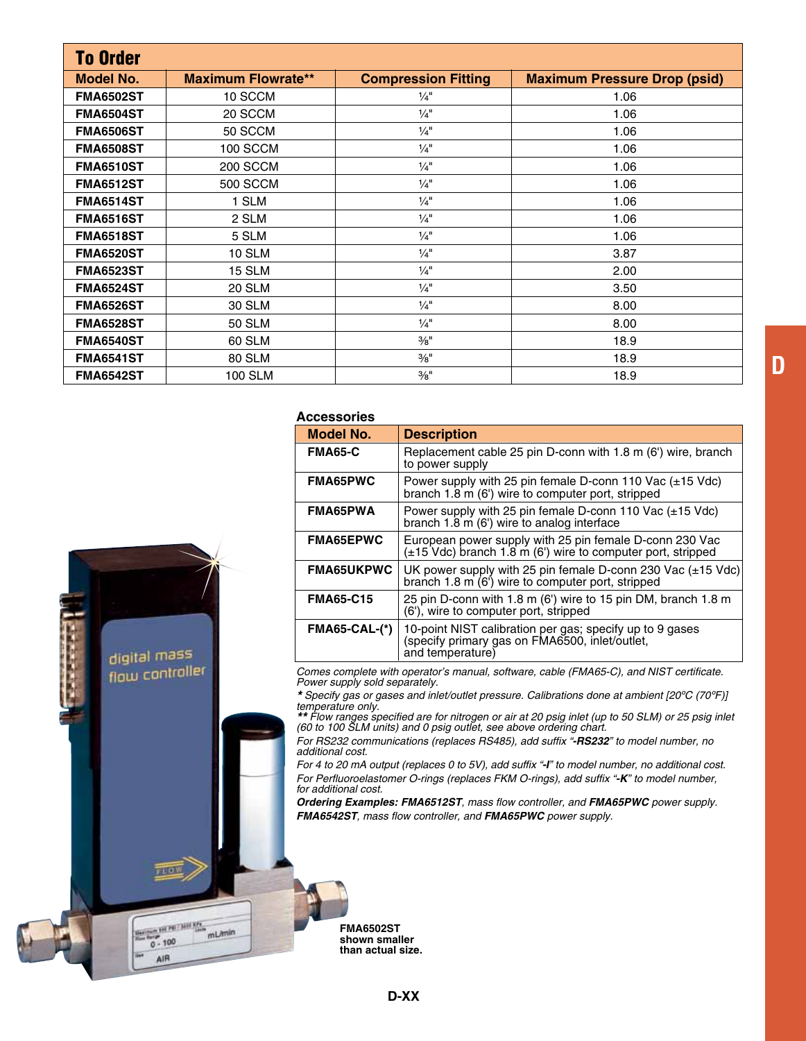## To Order

| Model No. | Maximum Flowrate** | Compression Fitting | Maximum Pressure Drop (psid) |
|---|---|---|---|
| **FMA6502ST** | 10 SCCM | ¼" | 1.06 |
| **FMA6504ST** | 20 SCCM | ¼" | 1.06 |
| **FMA6506ST** | 50 SCCM | ¼" | 1.06 |
| **FMA6508ST** | 100 SCCM | ¼" | 1.06 |
| **FMA6510ST** | 200 SCCM | ¼" | 1.06 |
| **FMA6512ST** | 500 SCCM | ¼" | 1.06 |
| **FMA6514ST** | 1 SLM | ¼" | 1.06 |
| **FMA6516ST** | 2 SLM | ¼" | 1.06 |
| **FMA6518ST** | 5 SLM | ¼" | 1.06 |
| **FMA6520ST** | 10 SLM | ¼" | 3.87 |
| **FMA6523ST** | 15 SLM | ¼" | 2.00 |
| **FMA6524ST** | 20 SLM | ¼" | 3.50 |
| **FMA6526ST** | 30 SLM | ¼" | 8.00 |
| **FMA6528ST** | 50 SLM | ¼" | 8.00 |
| **FMA6540ST** | 60 SLM | ⅜" | 18.9 |
| **FMA6541ST** | 80 SLM | ⅜" | 18.9 |
| **FMA6542ST** | 100 SLM | ⅜" | 18.9 |

### Accessories

| Model No. | Description |
|---|---|
| **FMA65-C** | Replacement cable 25 pin D-conn with 1.8 m (6') wire, branch to power supply |
| **FMA65PWC** | Power supply with 25 pin female D-conn 110 Vac (±15 Vdc) branch 1.8 m (6') wire to computer port, stripped |
| **FMA65PWA** | Power supply with 25 pin female D-conn 110 Vac (±15 Vdc) branch 1.8 m (6') wire to analog interface |
| **FMA65EPWC** | European power supply with 25 pin female D-conn 230 Vac (±15 Vdc) branch 1.8 m (6') wire to computer port, stripped |
| **FMA65UKPWC** | UK power supply with 25 pin female D-conn 230 Vac (±15 Vdc) branch 1.8 m (6') wire to computer port, stripped |
| **FMA65-C15** | 25 pin D-conn with 1.8 m (6') wire to 15 pin DM, branch 1.8 m (6'), wire to computer port, stripped |
| **FMA65-CAL-(*)** | 10-point NIST calibration per gas; specify up to 9 gases (specify primary gas on FMA6500, inlet/outlet, and temperature) |

*Comes complete with operator's manual, software, cable (FMA65-C), and NIST certificate. Power supply sold separately.*

*** Specify gas or gases and inlet/outlet pressure. Calibrations done at ambient [20ºC (70ºF)] temperature only.*

*** Flow ranges specified are for nitrogen or air at 20 psig inlet (up to 50 SLM) or 25 psig inlet (60 to 100 SLM units) and 0 psig outlet, see above ordering chart.*

*For RS232 communications (replaces RS485), add suffix "**-RS232**" to model number, no additional cost.*

*For 4 to 20 mA output (replaces 0 to 5V), add suffix "**-I**" to model number, no additional cost.*

*For Perfluoroelastomer O-rings (replaces FKM O-rings), add suffix "**-K**" to model number, for additional cost.*

***Ordering Examples: FMA6512ST**, mass flow controller, and **FMA65PWC** power supply.*

***FMA6542ST**, mass flow controller, and **FMA65PWC** power supply.*

**FMA6502ST shown smaller than actual size.**